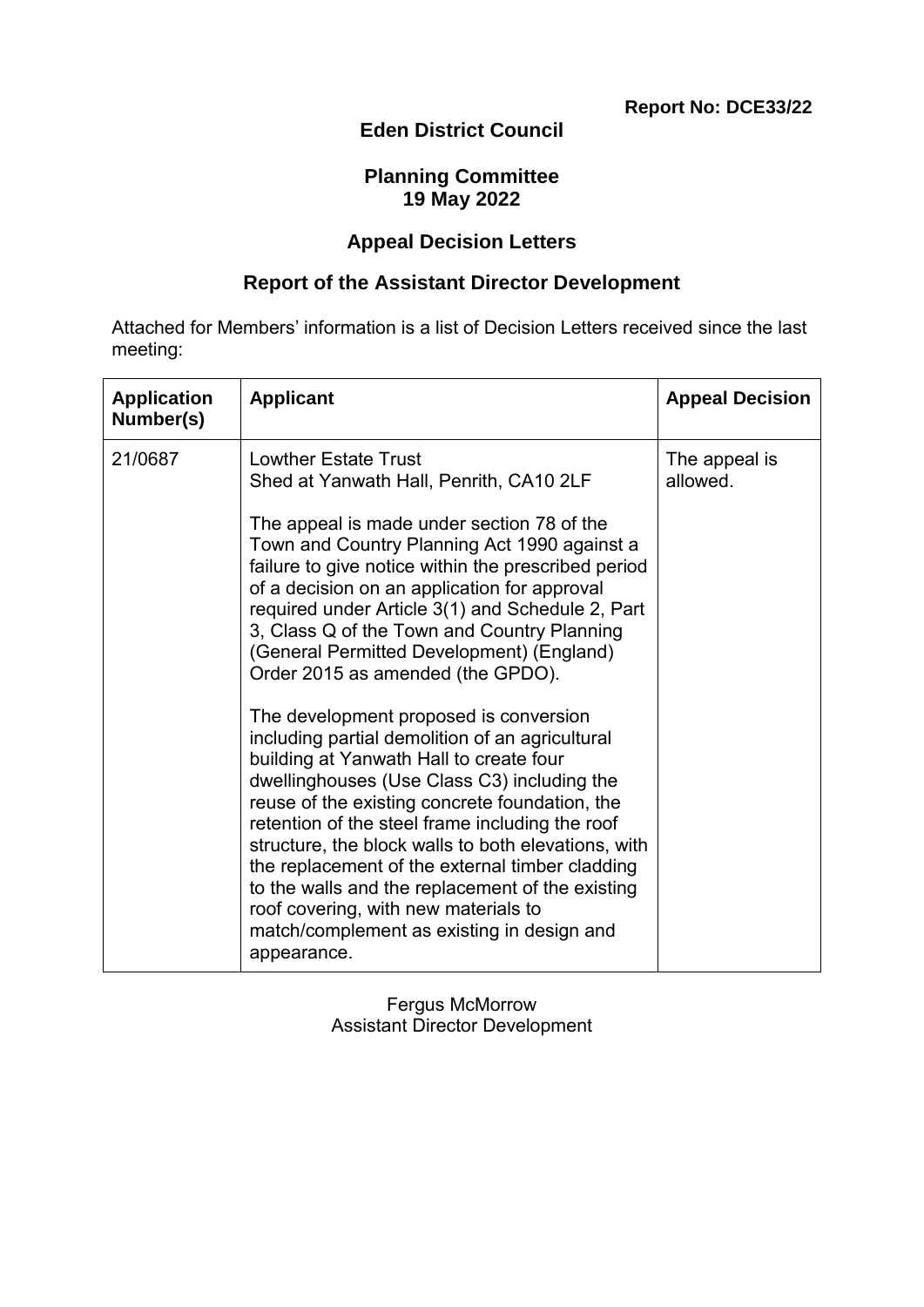**Report No: DCE33/22**

# Eden District Council

## Planning Committee
## 19 May 2022

## Appeal Decision Letters

## Report of the Assistant Director Development

Attached for Members' information is a list of Decision Letters received since the last meeting:

| Application Number(s) | Applicant | Appeal Decision |
|---|---|---|
| 21/0687 | Lowther Estate Trust<br>Shed at Yanwath Hall, Penrith, CA10 2LF<br><br>The appeal is made under section 78 of the Town and Country Planning Act 1990 against a failure to give notice within the prescribed period of a decision on an application for approval required under Article 3(1) and Schedule 2, Part 3, Class Q of the Town and Country Planning (General Permitted Development) (England) Order 2015 as amended (the GPDO).<br><br>The development proposed is conversion including partial demolition of an agricultural building at Yanwath Hall to create four dwellinghouses (Use Class C3) including the reuse of the existing concrete foundation, the retention of the steel frame including the roof structure, the block walls to both elevations, with the replacement of the external timber cladding to the walls and the replacement of the existing roof covering, with new materials to match/complement as existing in design and appearance. | The appeal is allowed. |

Fergus McMorrow
Assistant Director Development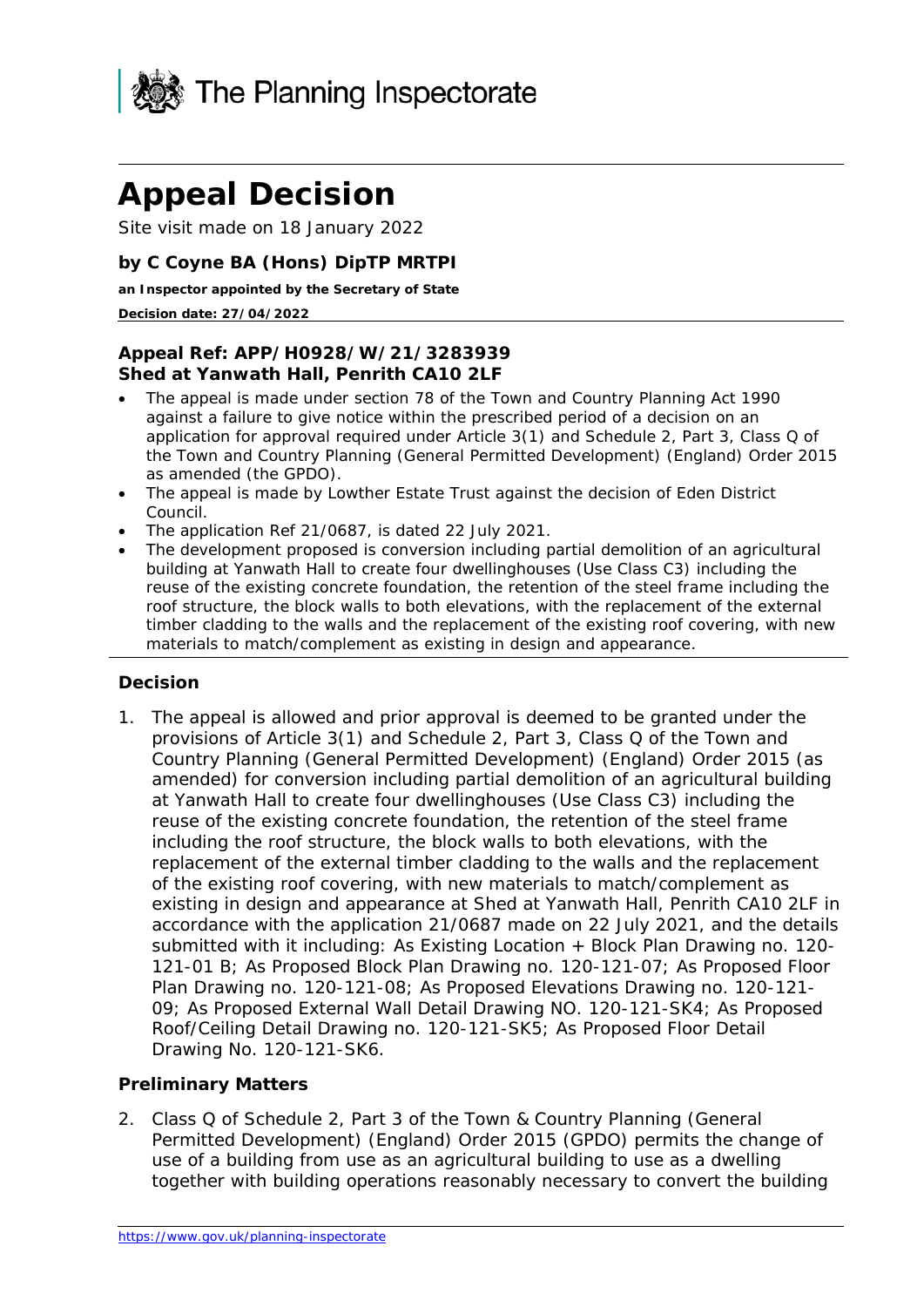# Appeal Decision

Site visit made on 18 January 2022

**by C Coyne BA (Hons) DipTP MRTPI**

**an Inspector appointed by the Secretary of State**

**Decision date: 27/04/2022**

**Appeal Ref: APP/H0928/W/21/3283939**
**Shed at Yanwath Hall, Penrith CA10 2LF**

- The appeal is made under section 78 of the Town and Country Planning Act 1990 against a failure to give notice within the prescribed period of a decision on an application for approval required under Article 3(1) and Schedule 2, Part 3, Class Q of the Town and Country Planning (General Permitted Development) (England) Order 2015 as amended (the GPDO).
- The appeal is made by Lowther Estate Trust against the decision of Eden District Council.
- The application Ref 21/0687, is dated 22 July 2021.
- The development proposed is conversion including partial demolition of an agricultural building at Yanwath Hall to create four dwellinghouses (Use Class C3) including the reuse of the existing concrete foundation, the retention of the steel frame including the roof structure, the block walls to both elevations, with the replacement of the external timber cladding to the walls and the replacement of the existing roof covering, with new materials to match/complement as existing in design and appearance.

## Decision

1. The appeal is allowed and prior approval is deemed to be granted under the provisions of Article 3(1) and Schedule 2, Part 3, Class Q of the Town and Country Planning (General Permitted Development) (England) Order 2015 (as amended) for conversion including partial demolition of an agricultural building at Yanwath Hall to create four dwellinghouses (Use Class C3) including the reuse of the existing concrete foundation, the retention of the steel frame including the roof structure, the block walls to both elevations, with the replacement of the external timber cladding to the walls and the replacement of the existing roof covering, with new materials to match/complement as existing in design and appearance at Shed at Yanwath Hall, Penrith CA10 2LF in accordance with the application 21/0687 made on 22 July 2021, and the details submitted with it including: As Existing Location + Block Plan Drawing no. 120-121-01 B; As Proposed Block Plan Drawing no. 120-121-07; As Proposed Floor Plan Drawing no. 120-121-08; As Proposed Elevations Drawing no. 120-121-09; As Proposed External Wall Detail Drawing NO. 120-121-SK4; As Proposed Roof/Ceiling Detail Drawing no. 120-121-SK5; As Proposed Floor Detail Drawing No. 120-121-SK6.

## Preliminary Matters

2. Class Q of Schedule 2, Part 3 of the Town & Country Planning (General Permitted Development) (England) Order 2015 (GPDO) permits the change of use of a building from use as an agricultural building to use as a dwelling together with building operations reasonably necessary to convert the building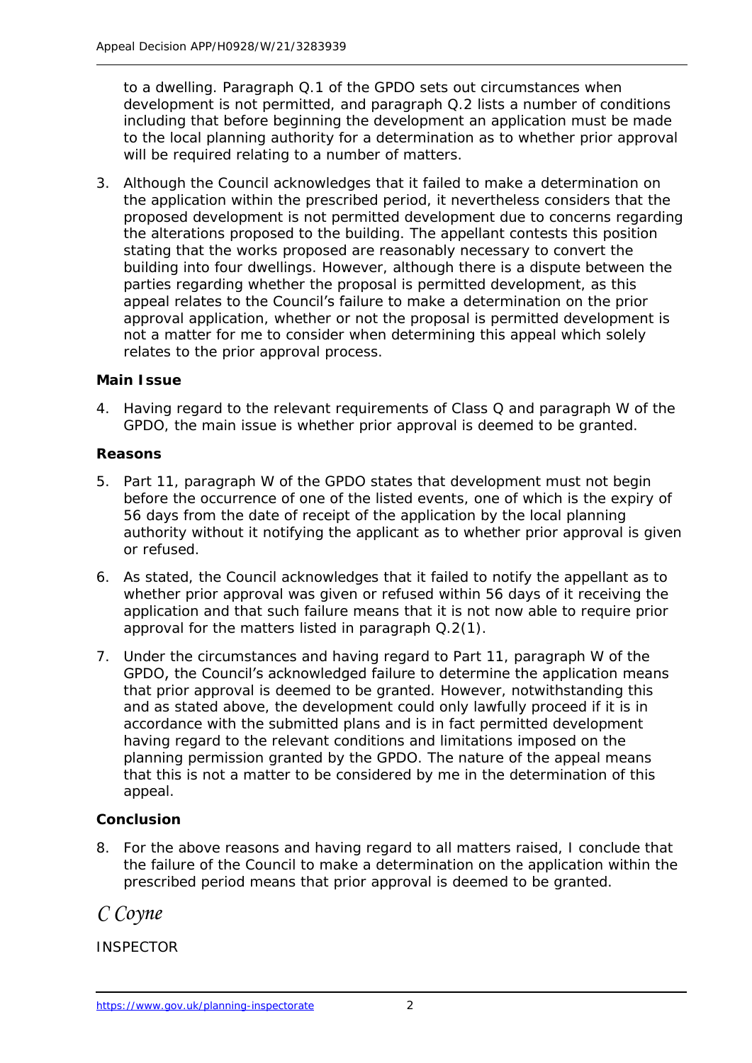to a dwelling. Paragraph Q.1 of the GPDO sets out circumstances when development is not permitted, and paragraph Q.2 lists a number of conditions including that before beginning the development an application must be made to the local planning authority for a determination as to whether prior approval will be required relating to a number of matters.

3. Although the Council acknowledges that it failed to make a determination on the application within the prescribed period, it nevertheless considers that the proposed development is not permitted development due to concerns regarding the alterations proposed to the building. The appellant contests this position stating that the works proposed are reasonably necessary to convert the building into four dwellings. However, although there is a dispute between the parties regarding whether the proposal is permitted development, as this appeal relates to the Council's failure to make a determination on the prior approval application, whether or not the proposal is permitted development is not a matter for me to consider when determining this appeal which solely relates to the prior approval process.

**Main Issue**

4. Having regard to the relevant requirements of Class Q and paragraph W of the GPDO, the main issue is whether prior approval is deemed to be granted.

**Reasons**

5. Part 11, paragraph W of the GPDO states that development must not begin before the occurrence of one of the listed events, one of which is the expiry of 56 days from the date of receipt of the application by the local planning authority without it notifying the applicant as to whether prior approval is given or refused.

6. As stated, the Council acknowledges that it failed to notify the appellant as to whether prior approval was given or refused within 56 days of it receiving the application and that such failure means that it is not now able to require prior approval for the matters listed in paragraph Q.2(1).

7. Under the circumstances and having regard to Part 11, paragraph W of the GPDO, the Council's acknowledged failure to determine the application means that prior approval is deemed to be granted. However, notwithstanding this and as stated above, the development could only lawfully proceed if it is in accordance with the submitted plans and is in fact permitted development having regard to the relevant conditions and limitations imposed on the planning permission granted by the GPDO. The nature of the appeal means that this is not a matter to be considered by me in the determination of this appeal.

**Conclusion**

8. For the above reasons and having regard to all matters raised, I conclude that the failure of the Council to make a determination on the application within the prescribed period means that prior approval is deemed to be granted.

*C Coyne*

INSPECTOR